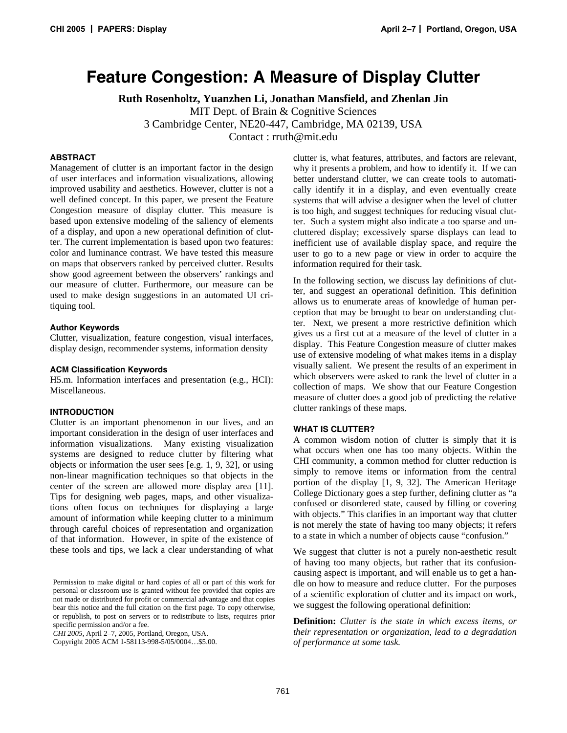# Feature Congestion: A Measure of Display Clutter

**Ruth Rosenholtz, Yuanzhen Li, Jonathan Mansfield, and Zhenlan Jin**

MIT Dept. of Brain & Cognitive Sciences
3 Cambridge Center, NE20-447, Cambridge, MA 02139, USA
Contact : rruth@mit.edu

## ABSTRACT

Management of clutter is an important factor in the design of user interfaces and information visualizations, allowing improved usability and aesthetics. However, clutter is not a well defined concept. In this paper, we present the Feature Congestion measure of display clutter. This measure is based upon extensive modeling of the saliency of elements of a display, and upon a new operational definition of clutter. The current implementation is based upon two features: color and luminance contrast. We have tested this measure on maps that observers ranked by perceived clutter. Results show good agreement between the observers' rankings and our measure of clutter. Furthermore, our measure can be used to make design suggestions in an automated UI critiquing tool.

### Author Keywords

Clutter, visualization, feature congestion, visual interfaces, display design, recommender systems, information density

### ACM Classification Keywords

H5.m. Information interfaces and presentation (e.g., HCI): Miscellaneous.

## INTRODUCTION

Clutter is an important phenomenon in our lives, and an important consideration in the design of user interfaces and information visualizations. Many existing visualization systems are designed to reduce clutter by filtering what objects or information the user sees [e.g. 1, 9, 32], or using non-linear magnification techniques so that objects in the center of the screen are allowed more display area [11]. Tips for designing web pages, maps, and other visualizations often focus on techniques for displaying a large amount of information while keeping clutter to a minimum through careful choices of representation and organization of that information. However, in spite of the existence of these tools and tips, we lack a clear understanding of what clutter is, what features, attributes, and factors are relevant, why it presents a problem, and how to identify it. If we can better understand clutter, we can create tools to automatically identify it in a display, and even eventually create systems that will advise a designer when the level of clutter is too high, and suggest techniques for reducing visual clutter. Such a system might also indicate a too sparse and uncluttered display; excessively sparse displays can lead to inefficient use of available display space, and require the user to go to a new page or view in order to acquire the information required for their task.

In the following section, we discuss lay definitions of clutter, and suggest an operational definition. This definition allows us to enumerate areas of knowledge of human perception that may be brought to bear on understanding clutter. Next, we present a more restrictive definition which gives us a first cut at a measure of the level of clutter in a display. This Feature Congestion measure of clutter makes use of extensive modeling of what makes items in a display visually salient. We present the results of an experiment in which observers were asked to rank the level of clutter in a collection of maps. We show that our Feature Congestion measure of clutter does a good job of predicting the relative clutter rankings of these maps.

Permission to make digital or hard copies of all or part of this work for personal or classroom use is granted without fee provided that copies are not made or distributed for profit or commercial advantage and that copies bear this notice and the full citation on the first page. To copy otherwise, or republish, to post on servers or to redistribute to lists, requires prior specific permission and/or a fee.
*CHI 2005*, April 2–7, 2005, Portland, Oregon, USA.
Copyright 2005 ACM 1-58113-998-5/05/0004…$5.00.

## WHAT IS CLUTTER?

A common wisdom notion of clutter is simply that it is what occurs when one has too many objects. Within the CHI community, a common method for clutter reduction is simply to remove items or information from the central portion of the display [1, 9, 32]. The American Heritage College Dictionary goes a step further, defining clutter as "a confused or disordered state, caused by filling or covering with objects." This clarifies in an important way that clutter is not merely the state of having too many objects; it refers to a state in which a number of objects cause "confusion."

We suggest that clutter is not a purely non-aesthetic result of having too many objects, but rather that its confusion-causing aspect is important, and will enable us to get a handle on how to measure and reduce clutter. For the purposes of a scientific exploration of clutter and its impact on work, we suggest the following operational definition:

**Definition:** *Clutter is the state in which excess items, or their representation or organization, lead to a degradation of performance at some task.*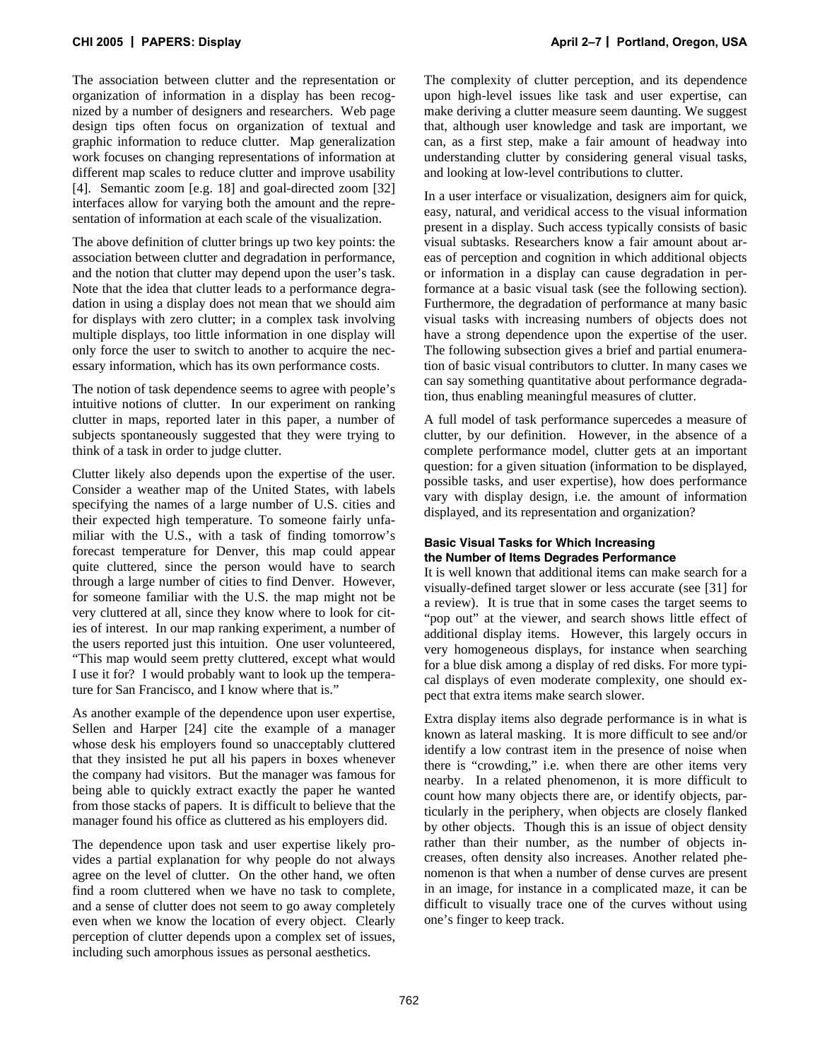The association between clutter and the representation or organization of information in a display has been recognized by a number of designers and researchers. Web page design tips often focus on organization of textual and graphic information to reduce clutter. Map generalization work focuses on changing representations of information at different map scales to reduce clutter and improve usability [4]. Semantic zoom [e.g. 18] and goal-directed zoom [32] interfaces allow for varying both the amount and the representation of information at each scale of the visualization.

The above definition of clutter brings up two key points: the association between clutter and degradation in performance, and the notion that clutter may depend upon the user's task. Note that the idea that clutter leads to a performance degradation in using a display does not mean that we should aim for displays with zero clutter; in a complex task involving multiple displays, too little information in one display will only force the user to switch to another to acquire the necessary information, which has its own performance costs.

The notion of task dependence seems to agree with people's intuitive notions of clutter. In our experiment on ranking clutter in maps, reported later in this paper, a number of subjects spontaneously suggested that they were trying to think of a task in order to judge clutter.

Clutter likely also depends upon the expertise of the user. Consider a weather map of the United States, with labels specifying the names of a large number of U.S. cities and their expected high temperature. To someone fairly unfamiliar with the U.S., with a task of finding tomorrow's forecast temperature for Denver, this map could appear quite cluttered, since the person would have to search through a large number of cities to find Denver. However, for someone familiar with the U.S. the map might not be very cluttered at all, since they know where to look for cities of interest. In our map ranking experiment, a number of the users reported just this intuition. One user volunteered, "This map would seem pretty cluttered, except what would I use it for? I would probably want to look up the temperature for San Francisco, and I know where that is."

As another example of the dependence upon user expertise, Sellen and Harper [24] cite the example of a manager whose desk his employers found so unacceptably cluttered that they insisted he put all his papers in boxes whenever the company had visitors. But the manager was famous for being able to quickly extract exactly the paper he wanted from those stacks of papers. It is difficult to believe that the manager found his office as cluttered as his employers did.

The dependence upon task and user expertise likely provides a partial explanation for why people do not always agree on the level of clutter. On the other hand, we often find a room cluttered when we have no task to complete, and a sense of clutter does not seem to go away completely even when we know the location of every object. Clearly perception of clutter depends upon a complex set of issues, including such amorphous issues as personal aesthetics.

The complexity of clutter perception, and its dependence upon high-level issues like task and user expertise, can make deriving a clutter measure seem daunting. We suggest that, although user knowledge and task are important, we can, as a first step, make a fair amount of headway into understanding clutter by considering general visual tasks, and looking at low-level contributions to clutter.

In a user interface or visualization, designers aim for quick, easy, natural, and veridical access to the visual information present in a display. Such access typically consists of basic visual subtasks. Researchers know a fair amount about areas of perception and cognition in which additional objects or information in a display can cause degradation in performance at a basic visual task (see the following section). Furthermore, the degradation of performance at many basic visual tasks with increasing numbers of objects does not have a strong dependence upon the expertise of the user. The following subsection gives a brief and partial enumeration of basic visual contributors to clutter. In many cases we can say something quantitative about performance degradation, thus enabling meaningful measures of clutter.

A full model of task performance supercedes a measure of clutter, by our definition. However, in the absence of a complete performance model, clutter gets at an important question: for a given situation (information to be displayed, possible tasks, and user expertise), how does performance vary with display design, i.e. the amount of information displayed, and its representation and organization?

#### Basic Visual Tasks for Which Increasing the Number of Items Degrades Performance

It is well known that additional items can make search for a visually-defined target slower or less accurate (see [31] for a review). It is true that in some cases the target seems to "pop out" at the viewer, and search shows little effect of additional display items. However, this largely occurs in very homogeneous displays, for instance when searching for a blue disk among a display of red disks. For more typical displays of even moderate complexity, one should expect that extra items make search slower.

Extra display items also degrade performance is in what is known as lateral masking. It is more difficult to see and/or identify a low contrast item in the presence of noise when there is "crowding," i.e. when there are other items very nearby. In a related phenomenon, it is more difficult to count how many objects there are, or identify objects, particularly in the periphery, when objects are closely flanked by other objects. Though this is an issue of object density rather than their number, as the number of objects increases, often density also increases. Another related phenomenon is that when a number of dense curves are present in an image, for instance in a complicated maze, it can be difficult to visually trace one of the curves without using one's finger to keep track.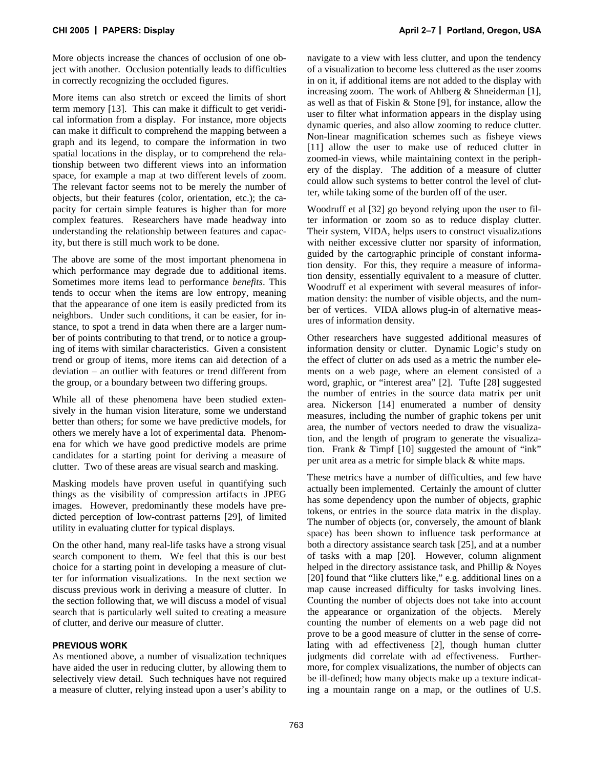More objects increase the chances of occlusion of one object with another. Occlusion potentially leads to difficulties in correctly recognizing the occluded figures.

More items can also stretch or exceed the limits of short term memory [13]. This can make it difficult to get veridical information from a display. For instance, more objects can make it difficult to comprehend the mapping between a graph and its legend, to compare the information in two spatial locations in the display, or to comprehend the relationship between two different views into an information space, for example a map at two different levels of zoom. The relevant factor seems not to be merely the number of objects, but their features (color, orientation, etc.); the capacity for certain simple features is higher than for more complex features. Researchers have made headway into understanding the relationship between features and capacity, but there is still much work to be done.

The above are some of the most important phenomena in which performance may degrade due to additional items. Sometimes more items lead to performance *benefits*. This tends to occur when the items are low entropy, meaning that the appearance of one item is easily predicted from its neighbors. Under such conditions, it can be easier, for instance, to spot a trend in data when there are a larger number of points contributing to that trend, or to notice a grouping of items with similar characteristics. Given a consistent trend or group of items, more items can aid detection of a deviation – an outlier with features or trend different from the group, or a boundary between two differing groups.

While all of these phenomena have been studied extensively in the human vision literature, some we understand better than others; for some we have predictive models, for others we merely have a lot of experimental data. Phenomena for which we have good predictive models are prime candidates for a starting point for deriving a measure of clutter. Two of these areas are visual search and masking.

Masking models have proven useful in quantifying such things as the visibility of compression artifacts in JPEG images. However, predominantly these models have predicted perception of low-contrast patterns [29], of limited utility in evaluating clutter for typical displays.

On the other hand, many real-life tasks have a strong visual search component to them. We feel that this is our best choice for a starting point in developing a measure of clutter for information visualizations. In the next section we discuss previous work in deriving a measure of clutter. In the section following that, we will discuss a model of visual search that is particularly well suited to creating a measure of clutter, and derive our measure of clutter.

## PREVIOUS WORK

As mentioned above, a number of visualization techniques have aided the user in reducing clutter, by allowing them to selectively view detail. Such techniques have not required a measure of clutter, relying instead upon a user's ability to navigate to a view with less clutter, and upon the tendency of a visualization to become less cluttered as the user zooms in on it, if additional items are not added to the display with increasing zoom. The work of Ahlberg & Shneiderman [1], as well as that of Fiskin & Stone [9], for instance, allow the user to filter what information appears in the display using dynamic queries, and also allow zooming to reduce clutter. Non-linear magnification schemes such as fisheye views [11] allow the user to make use of reduced clutter in zoomed-in views, while maintaining context in the periphery of the display. The addition of a measure of clutter could allow such systems to better control the level of clutter, while taking some of the burden off of the user.

Woodruff et al [32] go beyond relying upon the user to filter information or zoom so as to reduce display clutter. Their system, VIDA, helps users to construct visualizations with neither excessive clutter nor sparsity of information, guided by the cartographic principle of constant information density. For this, they require a measure of information density, essentially equivalent to a measure of clutter. Woodruff et al experiment with several measures of information density: the number of visible objects, and the number of vertices. VIDA allows plug-in of alternative measures of information density.

Other researchers have suggested additional measures of information density or clutter. Dynamic Logic's study on the effect of clutter on ads used as a metric the number elements on a web page, where an element consisted of a word, graphic, or "interest area" [2]. Tufte [28] suggested the number of entries in the source data matrix per unit area. Nickerson [14] enumerated a number of density measures, including the number of graphic tokens per unit area, the number of vectors needed to draw the visualization, and the length of program to generate the visualization. Frank & Timpf [10] suggested the amount of "ink" per unit area as a metric for simple black & white maps.

These metrics have a number of difficulties, and few have actually been implemented. Certainly the amount of clutter has some dependency upon the number of objects, graphic tokens, or entries in the source data matrix in the display. The number of objects (or, conversely, the amount of blank space) has been shown to influence task performance at both a directory assistance search task [25], and at a number of tasks with a map [20]. However, column alignment helped in the directory assistance task, and Phillip & Noyes [20] found that "like clutters like," e.g. additional lines on a map cause increased difficulty for tasks involving lines. Counting the number of objects does not take into account the appearance or organization of the objects. Merely counting the number of elements on a web page did not prove to be a good measure of clutter in the sense of correlating with ad effectiveness [2], though human clutter judgments did correlate with ad effectiveness. Furthermore, for complex visualizations, the number of objects can be ill-defined; how many objects make up a texture indicating a mountain range on a map, or the outlines of U.S.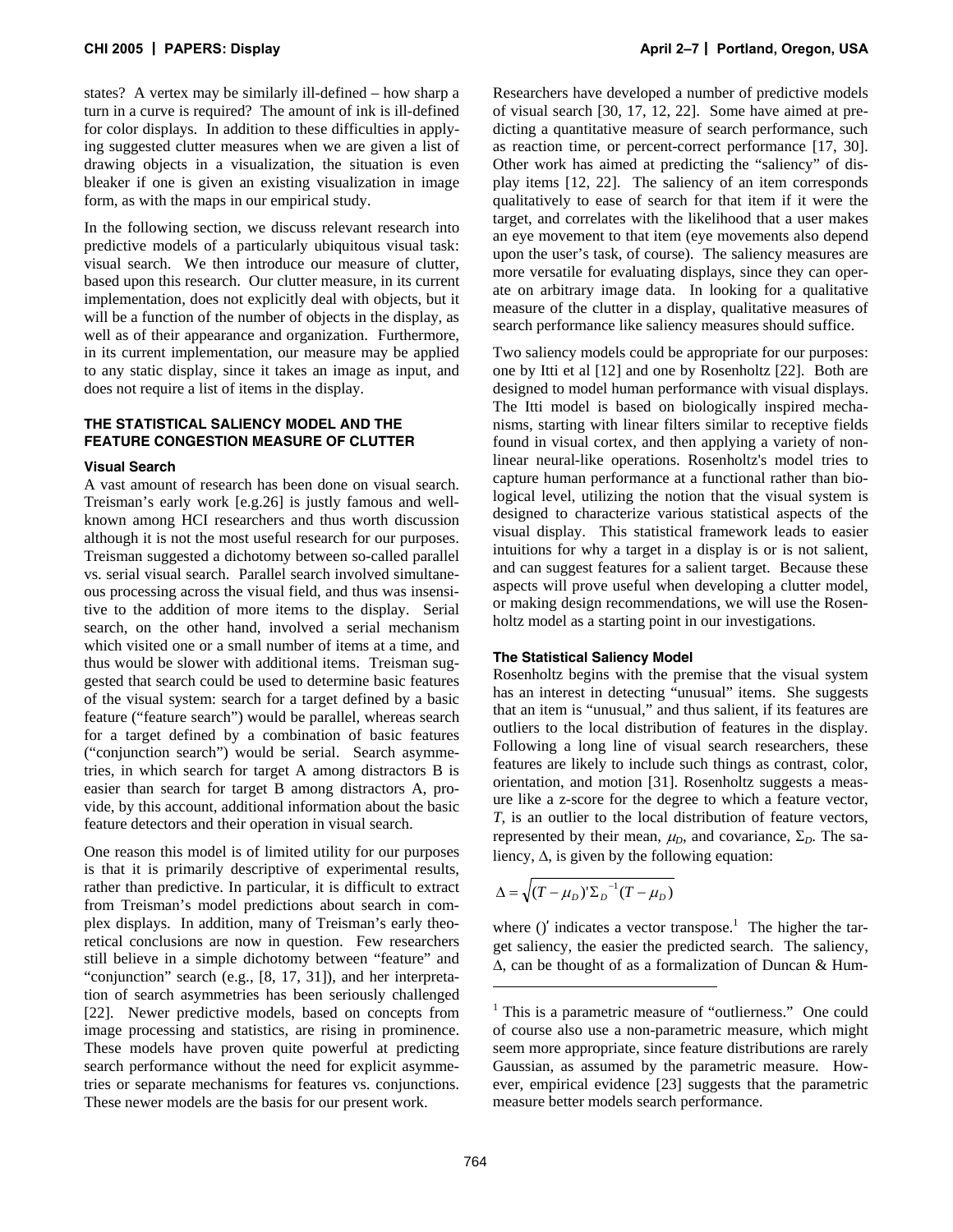states? A vertex may be similarly ill-defined – how sharp a turn in a curve is required? The amount of ink is ill-defined for color displays. In addition to these difficulties in applying suggested clutter measures when we are given a list of drawing objects in a visualization, the situation is even bleaker if one is given an existing visualization in image form, as with the maps in our empirical study.

In the following section, we discuss relevant research into predictive models of a particularly ubiquitous visual task: visual search. We then introduce our measure of clutter, based upon this research. Our clutter measure, in its current implementation, does not explicitly deal with objects, but it will be a function of the number of objects in the display, as well as of their appearance and organization. Furthermore, in its current implementation, our measure may be applied to any static display, since it takes an image as input, and does not require a list of items in the display.

## THE STATISTICAL SALIENCY MODEL AND THE FEATURE CONGESTION MEASURE OF CLUTTER

### Visual Search

A vast amount of research has been done on visual search. Treisman's early work [e.g.26] is justly famous and well-known among HCI researchers and thus worth discussion although it is not the most useful research for our purposes. Treisman suggested a dichotomy between so-called parallel vs. serial visual search. Parallel search involved simultaneous processing across the visual field, and thus was insensitive to the addition of more items to the display. Serial search, on the other hand, involved a serial mechanism which visited one or a small number of items at a time, and thus would be slower with additional items. Treisman suggested that search could be used to determine basic features of the visual system: search for a target defined by a basic feature ("feature search") would be parallel, whereas search for a target defined by a combination of basic features ("conjunction search") would be serial. Search asymmetries, in which search for target A among distractors B is easier than search for target B among distractors A, provide, by this account, additional information about the basic feature detectors and their operation in visual search.

One reason this model is of limited utility for our purposes is that it is primarily descriptive of experimental results, rather than predictive. In particular, it is difficult to extract from Treisman's model predictions about search in complex displays. In addition, many of Treisman's early theoretical conclusions are now in question. Few researchers still believe in a simple dichotomy between "feature" and "conjunction" search (e.g., [8, 17, 31]), and her interpretation of search asymmetries has been seriously challenged [22]. Newer predictive models, based on concepts from image processing and statistics, are rising in prominence. These models have proven quite powerful at predicting search performance without the need for explicit asymmetries or separate mechanisms for features vs. conjunctions. These newer models are the basis for our present work.

Researchers have developed a number of predictive models of visual search [30, 17, 12, 22]. Some have aimed at predicting a quantitative measure of search performance, such as reaction time, or percent-correct performance [17, 30]. Other work has aimed at predicting the "saliency" of display items [12, 22]. The saliency of an item corresponds qualitatively to ease of search for that item if it were the target, and correlates with the likelihood that a user makes an eye movement to that item (eye movements also depend upon the user's task, of course). The saliency measures are more versatile for evaluating displays, since they can operate on arbitrary image data. In looking for a qualitative measure of the clutter in a display, qualitative measures of search performance like saliency measures should suffice.

Two saliency models could be appropriate for our purposes: one by Itti et al [12] and one by Rosenholtz [22]. Both are designed to model human performance with visual displays. The Itti model is based on biologically inspired mechanisms, starting with linear filters similar to receptive fields found in visual cortex, and then applying a variety of non-linear neural-like operations. Rosenholtz's model tries to capture human performance at a functional rather than biological level, utilizing the notion that the visual system is designed to characterize various statistical aspects of the visual display. This statistical framework leads to easier intuitions for why a target in a display is or is not salient, and can suggest features for a salient target. Because these aspects will prove useful when developing a clutter model, or making design recommendations, we will use the Rosenholtz model as a starting point in our investigations.

### The Statistical Saliency Model

Rosenholtz begins with the premise that the visual system has an interest in detecting "unusual" items. She suggests that an item is "unusual," and thus salient, if its features are outliers to the local distribution of features in the display. Following a long line of visual search researchers, these features are likely to include such things as contrast, color, orientation, and motion [31]. Rosenholtz suggests a measure like a z-score for the degree to which a feature vector, $T$, is an outlier to the local distribution of feature vectors, represented by their mean, $\mu_D$, and covariance, $\Sigma_D$. The saliency, $\Delta$, is given by the following equation:

$$\Delta = \sqrt{(T - \mu_D)' \Sigma_D^{-1} (T - \mu_D)}$$

where $()'$ indicates a vector transpose.[1] The higher the target saliency, the easier the predicted search. The saliency, $\Delta$, can be thought of as a formalization of Duncan & Hum-

[1] This is a parametric measure of "outlierness." One could of course also use a non-parametric measure, which might seem more appropriate, since feature distributions are rarely Gaussian, as assumed by the parametric measure. However, empirical evidence [23] suggests that the parametric measure better models search performance.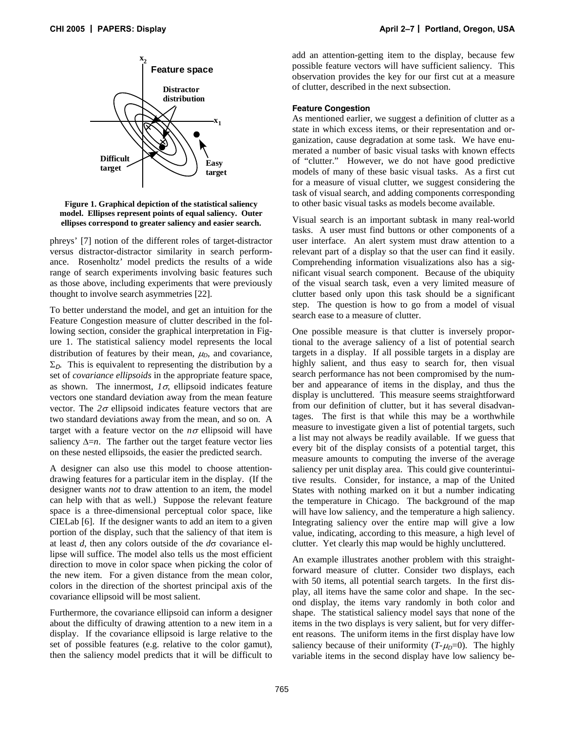x2

Feature space

Distractor distribution

x1

Difficult target

Easy target

**Figure 1. Graphical depiction of the statistical saliency model. Ellipses represent points of equal saliency. Outer ellipses correspond to greater saliency and easier search.**

phreys' [7] notion of the different roles of target-distractor versus distractor-distractor similarity in search performance. Rosenholtz' model predicts the results of a wide range of search experiments involving basic features such as those above, including experiments that were previously thought to involve search asymmetries [22].

To better understand the model, and get an intuition for the Feature Congestion measure of clutter described in the following section, consider the graphical interpretation in Figure 1. The statistical saliency model represents the local distribution of features by their mean, $\mu_D$, and covariance, $\Sigma_D$. This is equivalent to representing the distribution by a set of *covariance ellipsoids* in the appropriate feature space, as shown. The innermost, $1\sigma$, ellipsoid indicates feature vectors one standard deviation away from the mean feature vector. The $2\sigma$ ellipsoid indicates feature vectors that are two standard deviations away from the mean, and so on. A target with a feature vector on the $n\sigma$ ellipsoid will have saliency $\Delta=n$. The farther out the target feature vector lies on these nested ellipsoids, the easier the predicted search.

A designer can also use this model to choose attention-drawing features for a particular item in the display. (If the designer wants *not* to draw attention to an item, the model can help with that as well.) Suppose the relevant feature space is a three-dimensional perceptual color space, like CIELab [6]. If the designer wants to add an item to a given portion of the display, such that the saliency of that item is at least $d$, then any colors outside of the $d\sigma$ covariance ellipse will suffice. The model also tells us the most efficient direction to move in color space when picking the color of the new item. For a given distance from the mean color, colors in the direction of the shortest principal axis of the covariance ellipsoid will be most salient.

Furthermore, the covariance ellipsoid can inform a designer about the difficulty of drawing attention to a new item in a display. If the covariance ellipsoid is large relative to the set of possible features (e.g. relative to the color gamut), then the saliency model predicts that it will be difficult to add an attention-getting item to the display, because few possible feature vectors will have sufficient saliency. This observation provides the key for our first cut at a measure of clutter, described in the next subsection.

#### Feature Congestion

As mentioned earlier, we suggest a definition of clutter as a state in which excess items, or their representation and organization, cause degradation at some task. We have enumerated a number of basic visual tasks with known effects of "clutter." However, we do not have good predictive models of many of these basic visual tasks. As a first cut for a measure of visual clutter, we suggest considering the task of visual search, and adding components corresponding to other basic visual tasks as models become available.

Visual search is an important subtask in many real-world tasks. A user must find buttons or other components of a user interface. An alert system must draw attention to a relevant part of a display so that the user can find it easily. Comprehending information visualizations also has a significant visual search component. Because of the ubiquity of the visual search task, even a very limited measure of clutter based only upon this task should be a significant step. The question is how to go from a model of visual search ease to a measure of clutter.

One possible measure is that clutter is inversely proportional to the average saliency of a list of potential search targets in a display. If all possible targets in a display are highly salient, and thus easy to search for, then visual search performance has not been compromised by the number and appearance of items in the display, and thus the display is uncluttered. This measure seems straightforward from our definition of clutter, but it has several disadvantages. The first is that while this may be a worthwhile measure to investigate given a list of potential targets, such a list may not always be readily available. If we guess that every bit of the display consists of a potential target, this measure amounts to computing the inverse of the average saliency per unit display area. This could give counterintuitive results. Consider, for instance, a map of the United States with nothing marked on it but a number indicating the temperature in Chicago. The background of the map will have low saliency, and the temperature a high saliency. Integrating saliency over the entire map will give a low value, indicating, according to this measure, a high level of clutter. Yet clearly this map would be highly uncluttered.

An example illustrates another problem with this straightforward measure of clutter. Consider two displays, each with 50 items, all potential search targets. In the first display, all items have the same color and shape. In the second display, the items vary randomly in both color and shape. The statistical saliency model says that none of the items in the two displays is very salient, but for very different reasons. The uniform items in the first display have low saliency because of their uniformity ($T-\mu_D=0$). The highly variable items in the second display have low saliency be-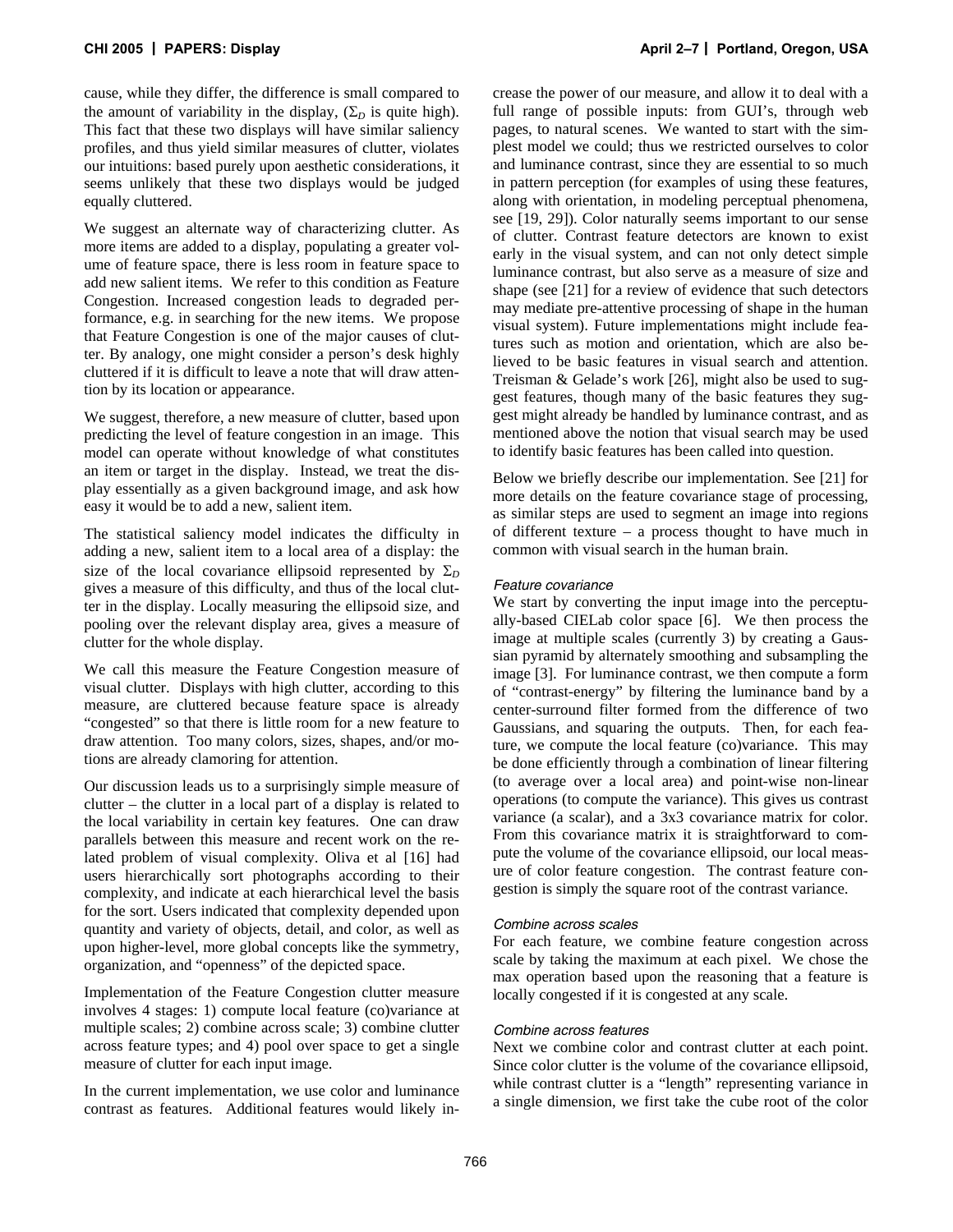cause, while they differ, the difference is small compared to the amount of variability in the display, ($\Sigma_D$ is quite high). This fact that these two displays will have similar saliency profiles, and thus yield similar measures of clutter, violates our intuitions: based purely upon aesthetic considerations, it seems unlikely that these two displays would be judged equally cluttered.

We suggest an alternate way of characterizing clutter. As more items are added to a display, populating a greater volume of feature space, there is less room in feature space to add new salient items. We refer to this condition as Feature Congestion. Increased congestion leads to degraded performance, e.g. in searching for the new items. We propose that Feature Congestion is one of the major causes of clutter. By analogy, one might consider a person's desk highly cluttered if it is difficult to leave a note that will draw attention by its location or appearance.

We suggest, therefore, a new measure of clutter, based upon predicting the level of feature congestion in an image. This model can operate without knowledge of what constitutes an item or target in the display. Instead, we treat the display essentially as a given background image, and ask how easy it would be to add a new, salient item.

The statistical saliency model indicates the difficulty in adding a new, salient item to a local area of a display: the size of the local covariance ellipsoid represented by $\Sigma_D$ gives a measure of this difficulty, and thus of the local clutter in the display. Locally measuring the ellipsoid size, and pooling over the relevant display area, gives a measure of clutter for the whole display.

We call this measure the Feature Congestion measure of visual clutter. Displays with high clutter, according to this measure, are cluttered because feature space is already "congested" so that there is little room for a new feature to draw attention. Too many colors, sizes, shapes, and/or motions are already clamoring for attention.

Our discussion leads us to a surprisingly simple measure of clutter – the clutter in a local part of a display is related to the local variability in certain key features. One can draw parallels between this measure and recent work on the related problem of visual complexity. Oliva et al [16] had users hierarchically sort photographs according to their complexity, and indicate at each hierarchical level the basis for the sort. Users indicated that complexity depended upon quantity and variety of objects, detail, and color, as well as upon higher-level, more global concepts like the symmetry, organization, and "openness" of the depicted space.

Implementation of the Feature Congestion clutter measure involves 4 stages: 1) compute local feature (co)variance at multiple scales; 2) combine across scale; 3) combine clutter across feature types; and 4) pool over space to get a single measure of clutter for each input image.

In the current implementation, we use color and luminance contrast as features. Additional features would likely increase the power of our measure, and allow it to deal with a full range of possible inputs: from GUI's, through web pages, to natural scenes. We wanted to start with the simplest model we could; thus we restricted ourselves to color and luminance contrast, since they are essential to so much in pattern perception (for examples of using these features, along with orientation, in modeling perceptual phenomena, see [19, 29]). Color naturally seems important to our sense of clutter. Contrast feature detectors are known to exist early in the visual system, and can not only detect simple luminance contrast, but also serve as a measure of size and shape (see [21] for a review of evidence that such detectors may mediate pre-attentive processing of shape in the human visual system). Future implementations might include features such as motion and orientation, which are also believed to be basic features in visual search and attention. Treisman & Gelade's work [26], might also be used to suggest features, though many of the basic features they suggest might already be handled by luminance contrast, and as mentioned above the notion that visual search may be used to identify basic features has been called into question.

Below we briefly describe our implementation. See [21] for more details on the feature covariance stage of processing, as similar steps are used to segment an image into regions of different texture – a process thought to have much in common with visual search in the human brain.

#### *Feature covariance*

We start by converting the input image into the perceptually-based CIELab color space [6]. We then process the image at multiple scales (currently 3) by creating a Gaussian pyramid by alternately smoothing and subsampling the image [3]. For luminance contrast, we then compute a form of "contrast-energy" by filtering the luminance band by a center-surround filter formed from the difference of two Gaussians, and squaring the outputs. Then, for each feature, we compute the local feature (co)variance. This may be done efficiently through a combination of linear filtering (to average over a local area) and point-wise non-linear operations (to compute the variance). This gives us contrast variance (a scalar), and a 3x3 covariance matrix for color. From this covariance matrix it is straightforward to compute the volume of the covariance ellipsoid, our local measure of color feature congestion. The contrast feature congestion is simply the square root of the contrast variance.

#### *Combine across scales*

For each feature, we combine feature congestion across scale by taking the maximum at each pixel. We chose the max operation based upon the reasoning that a feature is locally congested if it is congested at any scale.

#### *Combine across features*

Next we combine color and contrast clutter at each point. Since color clutter is the volume of the covariance ellipsoid, while contrast clutter is a "length" representing variance in a single dimension, we first take the cube root of the color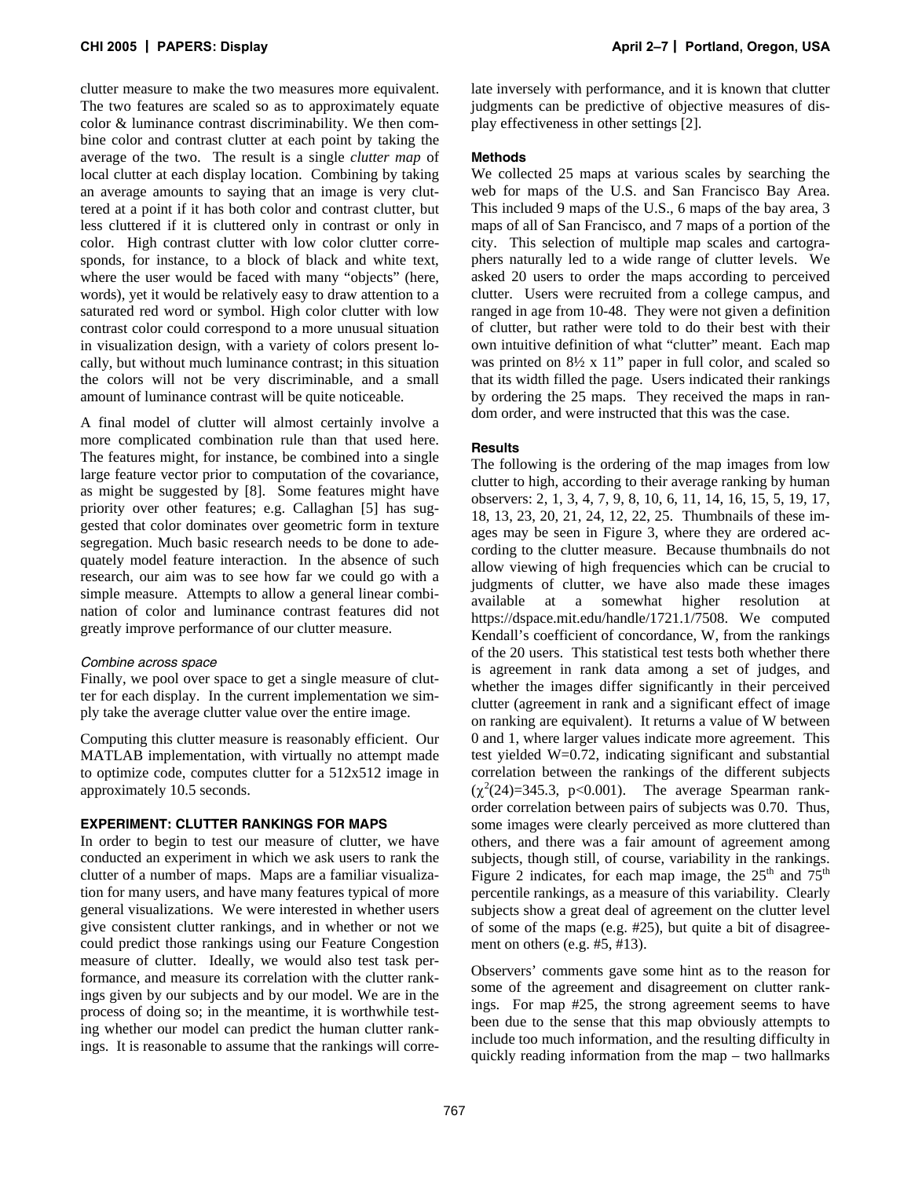clutter measure to make the two measures more equivalent. The two features are scaled so as to approximately equate color & luminance contrast discriminability. We then combine color and contrast clutter at each point by taking the average of the two. The result is a single *clutter map* of local clutter at each display location. Combining by taking an average amounts to saying that an image is very cluttered at a point if it has both color and contrast clutter, but less cluttered if it is cluttered only in contrast or only in color. High contrast clutter with low color clutter corresponds, for instance, to a block of black and white text, where the user would be faced with many "objects" (here, words), yet it would be relatively easy to draw attention to a saturated red word or symbol. High color clutter with low contrast color could correspond to a more unusual situation in visualization design, with a variety of colors present locally, but without much luminance contrast; in this situation the colors will not be very discriminable, and a small amount of luminance contrast will be quite noticeable.

A final model of clutter will almost certainly involve a more complicated combination rule than that used here. The features might, for instance, be combined into a single large feature vector prior to computation of the covariance, as might be suggested by [8]. Some features might have priority over other features; e.g. Callaghan [5] has suggested that color dominates over geometric form in texture segregation. Much basic research needs to be done to adequately model feature interaction. In the absence of such research, our aim was to see how far we could go with a simple measure. Attempts to allow a general linear combination of color and luminance contrast features did not greatly improve performance of our clutter measure.

#### *Combine across space*

Finally, we pool over space to get a single measure of clutter for each display. In the current implementation we simply take the average clutter value over the entire image.

Computing this clutter measure is reasonably efficient. Our MATLAB implementation, with virtually no attempt made to optimize code, computes clutter for a 512x512 image in approximately 10.5 seconds.

## EXPERIMENT: CLUTTER RANKINGS FOR MAPS

In order to begin to test our measure of clutter, we have conducted an experiment in which we ask users to rank the clutter of a number of maps. Maps are a familiar visualization for many users, and have many features typical of more general visualizations. We were interested in whether users give consistent clutter rankings, and in whether or not we could predict those rankings using our Feature Congestion measure of clutter. Ideally, we would also test task performance, and measure its correlation with the clutter rankings given by our subjects and by our model. We are in the process of doing so; in the meantime, it is worthwhile testing whether our model can predict the human clutter rankings. It is reasonable to assume that the rankings will correlate inversely with performance, and it is known that clutter judgments can be predictive of objective measures of display effectiveness in other settings [2].

### Methods

We collected 25 maps at various scales by searching the web for maps of the U.S. and San Francisco Bay Area. This included 9 maps of the U.S., 6 maps of the bay area, 3 maps of all of San Francisco, and 7 maps of a portion of the city. This selection of multiple map scales and cartographers naturally led to a wide range of clutter levels. We asked 20 users to order the maps according to perceived clutter. Users were recruited from a college campus, and ranged in age from 10-48. They were not given a definition of clutter, but rather were told to do their best with their own intuitive definition of what "clutter" meant. Each map was printed on 8½ x 11" paper in full color, and scaled so that its width filled the page. Users indicated their rankings by ordering the 25 maps. They received the maps in random order, and were instructed that this was the case.

### Results

The following is the ordering of the map images from low clutter to high, according to their average ranking by human observers: 2, 1, 3, 4, 7, 9, 8, 10, 6, 11, 14, 16, 15, 5, 19, 17, 18, 13, 23, 20, 21, 24, 12, 22, 25. Thumbnails of these images may be seen in Figure 3, where they are ordered according to the clutter measure. Because thumbnails do not allow viewing of high frequencies which can be crucial to judgments of clutter, we have also made these images available at a somewhat higher resolution at https://dspace.mit.edu/handle/1721.1/7508. We computed Kendall's coefficient of concordance, W, from the rankings of the 20 users. This statistical test tests both whether there is agreement in rank data among a set of judges, and whether the images differ significantly in their perceived clutter (agreement in rank and a significant effect of image on ranking are equivalent). It returns a value of W between 0 and 1, where larger values indicate more agreement. This test yielded W=0.72, indicating significant and substantial correlation between the rankings of the different subjects ($\chi^2(24)=345.3$, $p<0.001$). The average Spearman rank-order correlation between pairs of subjects was 0.70. Thus, some images were clearly perceived as more cluttered than others, and there was a fair amount of agreement among subjects, though still, of course, variability in the rankings. Figure 2 indicates, for each map image, the 25th and 75th percentile rankings, as a measure of this variability. Clearly subjects show a great deal of agreement on the clutter level of some of the maps (e.g. #25), but quite a bit of disagreement on others (e.g. #5, #13).

Observers' comments gave some hint as to the reason for some of the agreement and disagreement on clutter rankings. For map #25, the strong agreement seems to have been due to the sense that this map obviously attempts to include too much information, and the resulting difficulty in quickly reading information from the map – two hallmarks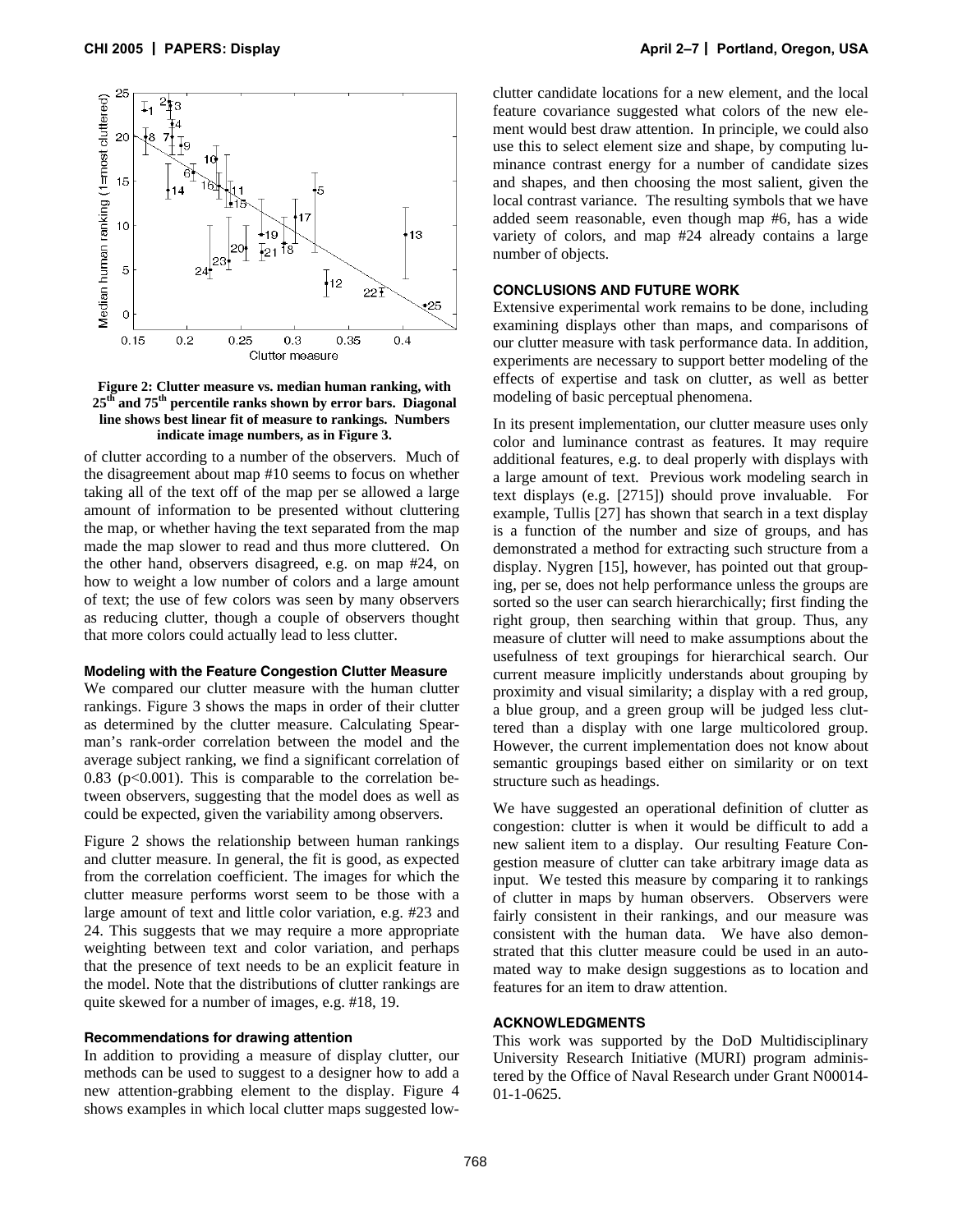Median human ranking (1=most cluttered)

25
20
15
10
5
0

0.15 0.2 0.25 0.3 0.35 0.4

Clutter measure

1 2 3 4 8 7 9 10 6 16 11 15 14 5 17 19 13 20 18 21 23 24 12 22 25

**Figure 2: Clutter measure vs. median human ranking, with 25th and 75th percentile ranks shown by error bars. Diagonal line shows best linear fit of measure to rankings. Numbers indicate image numbers, as in Figure 3.**

of clutter according to a number of the observers. Much of the disagreement about map #10 seems to focus on whether taking all of the text off of the map per se allowed a large amount of information to be presented without cluttering the map, or whether having the text separated from the map made the map slower to read and thus more cluttered. On the other hand, observers disagreed, e.g. on map #24, on how to weight a low number of colors and a large amount of text; the use of few colors was seen by many observers as reducing clutter, though a couple of observers thought that more colors could actually lead to less clutter.

#### Modeling with the Feature Congestion Clutter Measure

We compared our clutter measure with the human clutter rankings. Figure 3 shows the maps in order of their clutter as determined by the clutter measure. Calculating Spearman's rank-order correlation between the model and the average subject ranking, we find a significant correlation of 0.83 ($p<0.001$). This is comparable to the correlation between observers, suggesting that the model does as well as could be expected, given the variability among observers.

Figure 2 shows the relationship between human rankings and clutter measure. In general, the fit is good, as expected from the correlation coefficient. The images for which the clutter measure performs worst seem to be those with a large amount of text and little color variation, e.g. #23 and 24. This suggests that we may require a more appropriate weighting between text and color variation, and perhaps that the presence of text needs to be an explicit feature in the model. Note that the distributions of clutter rankings are quite skewed for a number of images, e.g. #18, 19.

#### Recommendations for drawing attention

In addition to providing a measure of display clutter, our methods can be used to suggest to a designer how to add a new attention-grabbing element to the display. Figure 4 shows examples in which local clutter maps suggested low-clutter candidate locations for a new element, and the local feature covariance suggested what colors of the new element would best draw attention. In principle, we could also use this to select element size and shape, by computing luminance contrast energy for a number of candidate sizes and shapes, and then choosing the most salient, given the local contrast variance. The resulting symbols that we have added seem reasonable, even though map #6, has a wide variety of colors, and map #24 already contains a large number of objects.

### CONCLUSIONS AND FUTURE WORK

Extensive experimental work remains to be done, including examining displays other than maps, and comparisons of our clutter measure with task performance data. In addition, experiments are necessary to support better modeling of the effects of expertise and task on clutter, as well as better modeling of basic perceptual phenomena.

In its present implementation, our clutter measure uses only color and luminance contrast as features. It may require additional features, e.g. to deal properly with displays with a large amount of text. Previous work modeling search in text displays (e.g. [2715]) should prove invaluable. For example, Tullis [27] has shown that search in a text display is a function of the number and size of groups, and has demonstrated a method for extracting such structure from a display. Nygren [15], however, has pointed out that grouping, per se, does not help performance unless the groups are sorted so the user can search hierarchically; first finding the right group, then searching within that group. Thus, any measure of clutter will need to make assumptions about the usefulness of text groupings for hierarchical search. Our current measure implicitly understands about grouping by proximity and visual similarity; a display with a red group, a blue group, and a green group will be judged less cluttered than a display with one large multicolored group. However, the current implementation does not know about semantic groupings based either on similarity or on text structure such as headings.

We have suggested an operational definition of clutter as congestion: clutter is when it would be difficult to add a new salient item to a display. Our resulting Feature Congestion measure of clutter can take arbitrary image data as input. We tested this measure by comparing it to rankings of clutter in maps by human observers. Observers were fairly consistent in their rankings, and our measure was consistent with the human data. We have also demonstrated that this clutter measure could be used in an automated way to make design suggestions as to location and features for an item to draw attention.

### ACKNOWLEDGMENTS

This work was supported by the DoD Multidisciplinary University Research Initiative (MURI) program administered by the Office of Naval Research under Grant N00014-01-1-0625.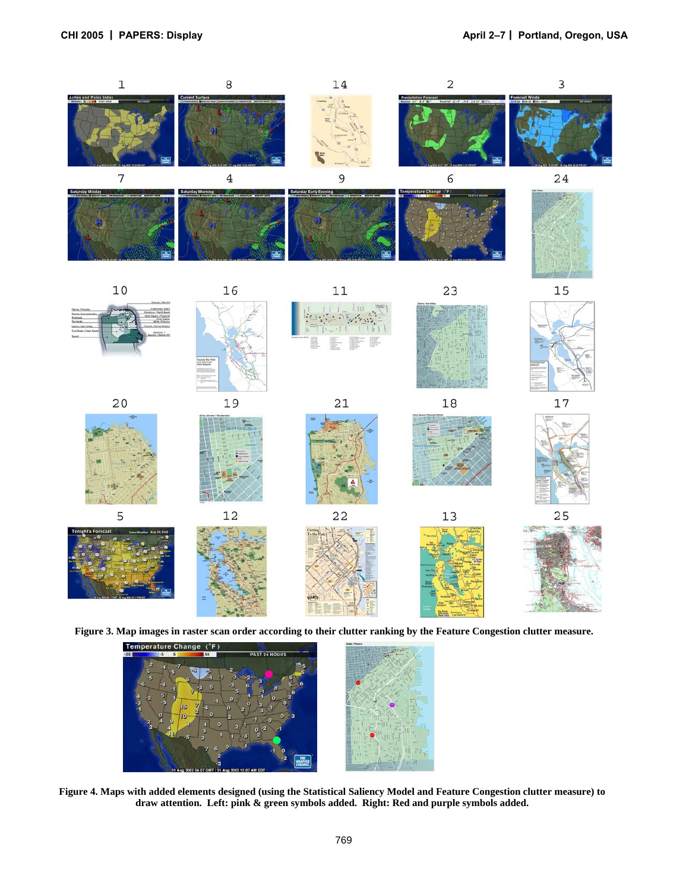Figure 3. Map images in raster scan order according to their clutter ranking by the Feature Congestion clutter measure.

Figure 4. Maps with added elements designed (using the Statistical Saliency Model and Feature Congestion clutter measure) to draw attention. Left: pink & green symbols added. Right: Red and purple symbols added.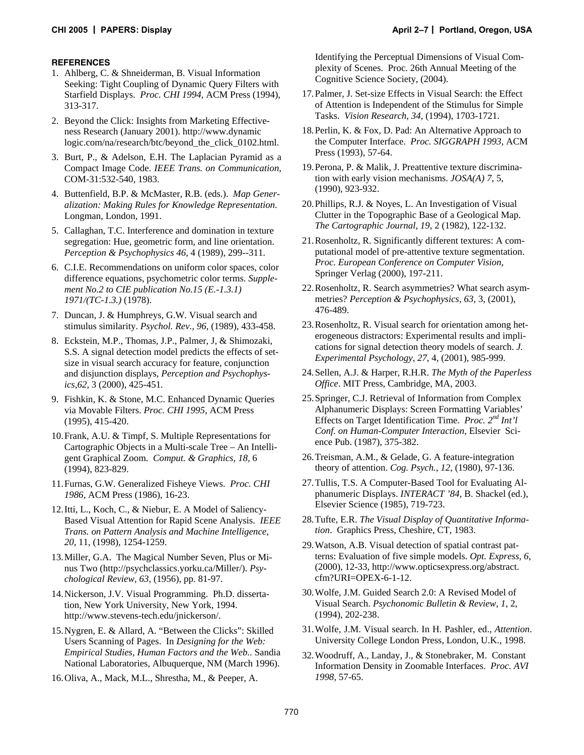### REFERENCES

1. Ahlberg, C. & Shneiderman, B. Visual Information Seeking: Tight Coupling of Dynamic Query Filters with Starfield Displays. *Proc. CHI 1994*, ACM Press (1994), 313-317.
2. Beyond the Click: Insights from Marketing Effectiveness Research (January 2001). http://www.dynamiclogic.com/na/research/btc/beyond_the_click_0102.html.
3. Burt, P., & Adelson, E.H. The Laplacian Pyramid as a Compact Image Code. *IEEE Trans. on Communication*, COM-31:532-540, 1983.
4. Buttenfield, B.P. & McMaster, R.B. (eds.). *Map Generalization: Making Rules for Knowledge Representation.* Longman, London, 1991.
5. Callaghan, T.C. Interference and domination in texture segregation: Hue, geometric form, and line orientation. *Perception & Psychophysics 46*, 4 (1989), 299--311.
6. C.I.E. Recommendations on uniform color spaces, color difference equations, psychometric color terms. *Supplement No.2 to CIE publication No.15 (E.-1.3.1) 1971/(TC-1.3.)* (1978).
7. Duncan, J. & Humphreys, G.W. Visual search and stimulus similarity. *Psychol. Rev., 96*, (1989), 433-458.
8. Eckstein, M.P., Thomas, J.P., Palmer, J, & Shimozaki, S.S. A signal detection model predicts the effects of set-size in visual search accuracy for feature, conjunction and disjunction displays, *Perception and Psychophysics,62*, 3 (2000), 425-451.
9. Fishkin, K. & Stone, M.C. Enhanced Dynamic Queries via Movable Filters. *Proc. CHI 1995*, ACM Press (1995), 415-420.
10. Frank, A.U. & Timpf, S. Multiple Representations for Cartographic Objects in a Multi-scale Tree – An Intelligent Graphical Zoom. *Comput. & Graphics, 18,* 6 (1994), 823-829.
11. Furnas, G.W. Generalized Fisheye Views. *Proc. CHI 1986*, ACM Press (1986), 16-23.
12. Itti, L., Koch, C., & Niebur, E. A Model of Saliency-Based Visual Attention for Rapid Scene Analysis. *IEEE Trans. on Pattern Analysis and Machine Intelligence, 20*, 11, (1998), 1254-1259.
13. Miller, G.A. The Magical Number Seven, Plus or Minus Two (http://psychclassics.yorku.ca/Miller/). *Psychological Review*, *63*, (1956), pp. 81-97.
14. Nickerson, J.V. Visual Programming. Ph.D. dissertation, New York University, New York, 1994. http://www.stevens-tech.edu/jnickerson/.
15. Nygren, E. & Allard, A. "Between the Clicks": Skilled Users Scanning of Pages. In *Designing for the Web: Empirical Studies, Human Factors and the Web.*. Sandia National Laboratories, Albuquerque, NM (March 1996).
16. Oliva, A., Mack, M.L., Shrestha, M., & Peeper, A. Identifying the Perceptual Dimensions of Visual Complexity of Scenes. Proc. 26th Annual Meeting of the Cognitive Science Society, (2004).
17. Palmer, J. Set-size Effects in Visual Search: the Effect of Attention is Independent of the Stimulus for Simple Tasks. *Vision Research, 34*, (1994), 1703-1721.
18. Perlin, K. & Fox, D. Pad: An Alternative Approach to the Computer Interface. *Proc. SIGGRAPH 1993*, ACM Press (1993), 57-64.
19. Perona, P. & Malik, J. Preattentive texture discrimination with early vision mechanisms. *JOSA(A) 7*, 5, (1990), 923-932.
20. Phillips, R.J. & Noyes, L. An Investigation of Visual Clutter in the Topographic Base of a Geological Map. *The Cartographic Journal, 19*, 2 (1982), 122-132.
21. Rosenholtz, R. Significantly different textures: A computational model of pre-attentive texture segmentation. *Proc. European Conference on Computer Vision*, Springer Verlag (2000), 197-211.
22. Rosenholtz, R. Search asymmetries? What search asymmetries? *Perception & Psychophysics, 63*, 3, (2001), 476-489.
23. Rosenholtz, R. Visual search for orientation among heterogeneous distractors: Experimental results and implications for signal detection theory models of search. *J. Experimental Psychology, 27*, 4, (2001), 985-999.
24. Sellen, A.J. & Harper, R.H.R. *The Myth of the Paperless Office*. MIT Press, Cambridge, MA, 2003.
25. Springer, C.J. Retrieval of Information from Complex Alphanumeric Displays: Screen Formatting Variables' Effects on Target Identification Time. *Proc. 2nd Int'l Conf. on Human-Computer Interaction*, Elsevier Science Pub. (1987), 375-382.
26. Treisman, A.M., & Gelade, G. A feature-integration theory of attention. *Cog. Psych., 12*, (1980), 97-136.
27. Tullis, T.S. A Computer-Based Tool for Evaluating Alphanumeric Displays. *INTERACT '84*, B. Shackel (ed.), Elsevier Science (1985), 719-723.
28. Tufte, E.R. *The Visual Display of Quantitative Information*. Graphics Press, Cheshire, CT, 1983.
29. Watson, A.B. Visual detection of spatial contrast patterns: Evaluation of five simple models. *Opt. Express, 6*, (2000), 12-33, http://www.opticsexpress.org/abstract.cfm?URI=OPEX-6-1-12.
30. Wolfe, J.M. Guided Search 2.0: A Revised Model of Visual Search. *Psychonomic Bulletin & Review, 1*, 2, (1994), 202-238.
31. Wolfe, J.M. Visual search. In H. Pashler, ed., *Attention*. University College London Press, London, U.K., 1998.
32. Woodruff, A., Landay, J., & Stonebraker, M. Constant Information Density in Zoomable Interfaces. *Proc. AVI 1998*, 57-65.